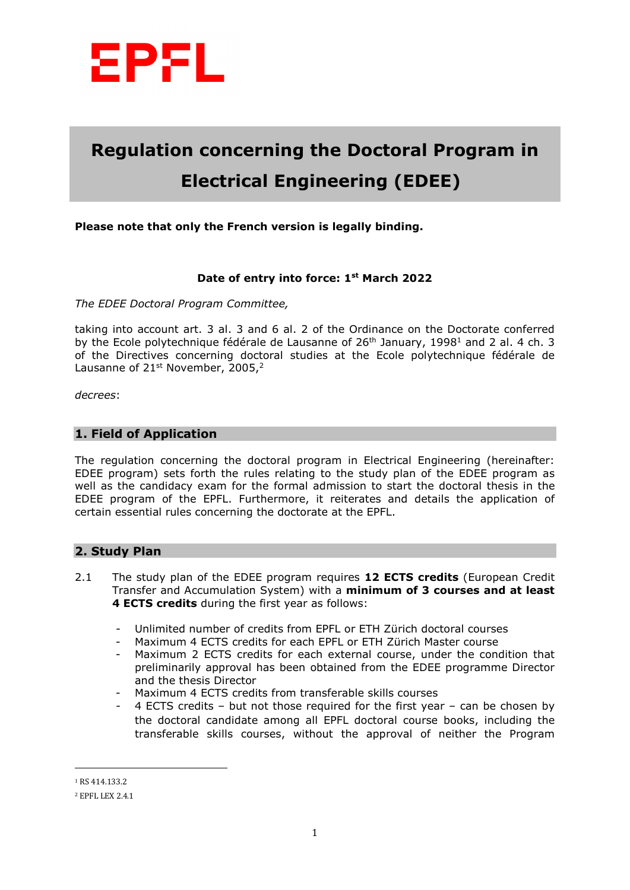EPFL

# Regulation concerning the Doctoral Program in Electrical Engineering (EDEE)

**Please note that only the French version is legally binding.**

**Date of entry into force: 1st March 2022**

*The EDEE Doctoral Program Committee,*

taking into account art. 3 al. 3 and 6 al. 2 of the Ordinance on the Doctorate conferred by the Ecole polytechnique fédérale de Lausanne of 26th January, 1998[1] and 2 al. 4 ch. 3 of the Directives concerning doctoral studies at the Ecole polytechnique fédérale de Lausanne of 21st November, 2005,[2]

*decrees*:

## 1. Field of Application

The regulation concerning the doctoral program in Electrical Engineering (hereinafter: EDEE program) sets forth the rules relating to the study plan of the EDEE program as well as the candidacy exam for the formal admission to start the doctoral thesis in the EDEE program of the EPFL. Furthermore, it reiterates and details the application of certain essential rules concerning the doctorate at the EPFL.

## 2. Study Plan

2.1 The study plan of the EDEE program requires **12 ECTS credits** (European Credit Transfer and Accumulation System) with a **minimum of 3 courses and at least 4 ECTS credits** during the first year as follows:

- Unlimited number of credits from EPFL or ETH Zürich doctoral courses
- Maximum 4 ECTS credits for each EPFL or ETH Zürich Master course
- Maximum 2 ECTS credits for each external course, under the condition that preliminarily approval has been obtained from the EDEE programme Director and the thesis Director
- Maximum 4 ECTS credits from transferable skills courses
- 4 ECTS credits – but not those required for the first year – can be chosen by the doctoral candidate among all EPFL doctoral course books, including the transferable skills courses, without the approval of neither the Program

[1] RS 414.133.2

[2] EPFL LEX 2.4.1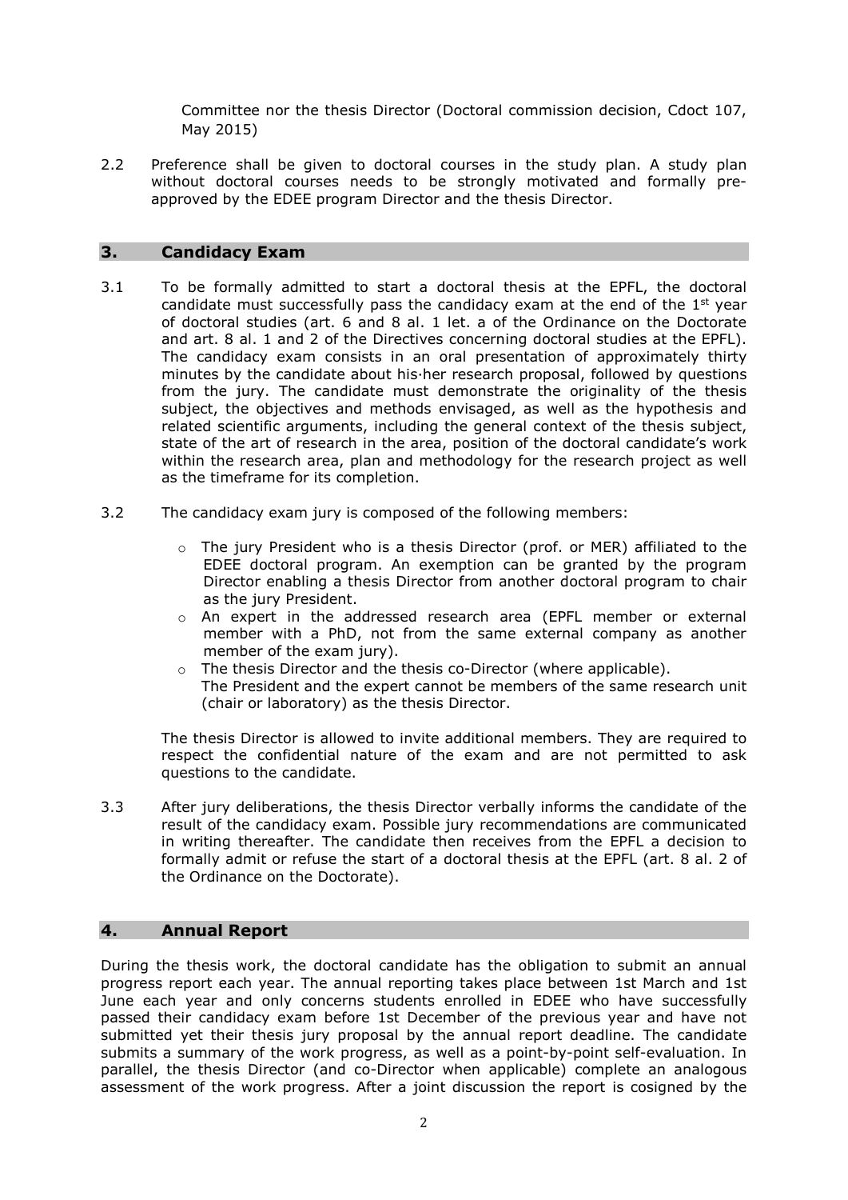Committee nor the thesis Director (Doctoral commission decision, Cdoct 107, May 2015)

2.2 Preference shall be given to doctoral courses in the study plan. A study plan without doctoral courses needs to be strongly motivated and formally pre-approved by the EDEE program Director and the thesis Director.

## 3. Candidacy Exam

3.1 To be formally admitted to start a doctoral thesis at the EPFL, the doctoral candidate must successfully pass the candidacy exam at the end of the 1st year of doctoral studies (art. 6 and 8 al. 1 let. a of the Ordinance on the Doctorate and art. 8 al. 1 and 2 of the Directives concerning doctoral studies at the EPFL). The candidacy exam consists in an oral presentation of approximately thirty minutes by the candidate about his·her research proposal, followed by questions from the jury. The candidate must demonstrate the originality of the thesis subject, the objectives and methods envisaged, as well as the hypothesis and related scientific arguments, including the general context of the thesis subject, state of the art of research in the area, position of the doctoral candidate's work within the research area, plan and methodology for the research project as well as the timeframe for its completion.

3.2 The candidacy exam jury is composed of the following members:

- The jury President who is a thesis Director (prof. or MER) affiliated to the EDEE doctoral program. An exemption can be granted by the program Director enabling a thesis Director from another doctoral program to chair as the jury President.
- An expert in the addressed research area (EPFL member or external member with a PhD, not from the same external company as another member of the exam jury).
- The thesis Director and the thesis co-Director (where applicable).
  The President and the expert cannot be members of the same research unit (chair or laboratory) as the thesis Director.

The thesis Director is allowed to invite additional members. They are required to respect the confidential nature of the exam and are not permitted to ask questions to the candidate.

3.3 After jury deliberations, the thesis Director verbally informs the candidate of the result of the candidacy exam. Possible jury recommendations are communicated in writing thereafter. The candidate then receives from the EPFL a decision to formally admit or refuse the start of a doctoral thesis at the EPFL (art. 8 al. 2 of the Ordinance on the Doctorate).

## 4. Annual Report

During the thesis work, the doctoral candidate has the obligation to submit an annual progress report each year. The annual reporting takes place between 1st March and 1st June each year and only concerns students enrolled in EDEE who have successfully passed their candidacy exam before 1st December of the previous year and have not submitted yet their thesis jury proposal by the annual report deadline. The candidate submits a summary of the work progress, as well as a point-by-point self-evaluation. In parallel, the thesis Director (and co-Director when applicable) complete an analogous assessment of the work progress. After a joint discussion the report is cosigned by the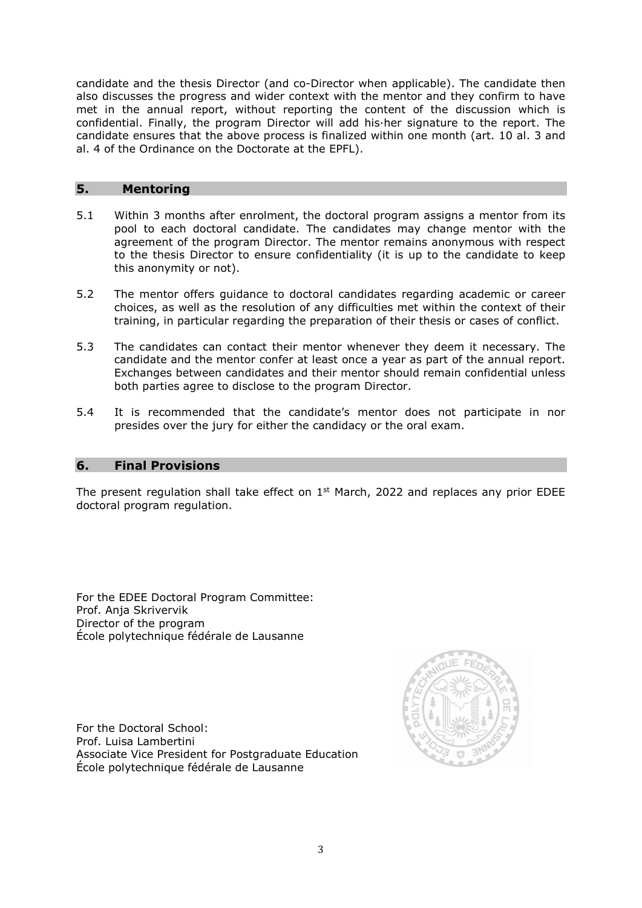candidate and the thesis Director (and co-Director when applicable). The candidate then also discusses the progress and wider context with the mentor and they confirm to have met in the annual report, without reporting the content of the discussion which is confidential. Finally, the program Director will add his·her signature to the report. The candidate ensures that the above process is finalized within one month (art. 10 al. 3 and al. 4 of the Ordinance on the Doctorate at the EPFL).

## 5. Mentoring

5.1 Within 3 months after enrolment, the doctoral program assigns a mentor from its pool to each doctoral candidate. The candidates may change mentor with the agreement of the program Director. The mentor remains anonymous with respect to the thesis Director to ensure confidentiality (it is up to the candidate to keep this anonymity or not).

5.2 The mentor offers guidance to doctoral candidates regarding academic or career choices, as well as the resolution of any difficulties met within the context of their training, in particular regarding the preparation of their thesis or cases of conflict.

5.3 The candidates can contact their mentor whenever they deem it necessary. The candidate and the mentor confer at least once a year as part of the annual report. Exchanges between candidates and their mentor should remain confidential unless both parties agree to disclose to the program Director.

5.4 It is recommended that the candidate's mentor does not participate in nor presides over the jury for either the candidacy or the oral exam.

## 6. Final Provisions

The present regulation shall take effect on 1st March, 2022 and replaces any prior EDEE doctoral program regulation.

For the EDEE Doctoral Program Committee:
Prof. Anja Skrivervik
Director of the program
École polytechnique fédérale de Lausanne

For the Doctoral School:
Prof. Luisa Lambertini
Associate Vice President for Postgraduate Education
École polytechnique fédérale de Lausanne